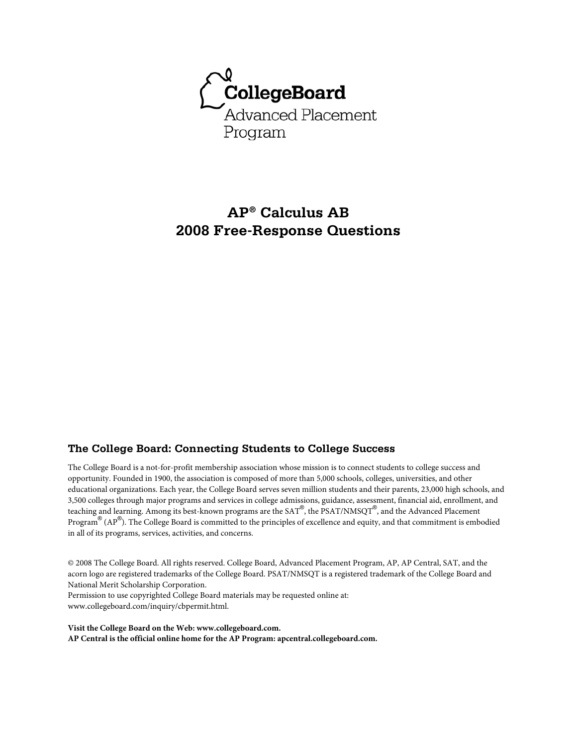CollegeBoard
Advanced Placement
Program

# AP® Calculus AB
# 2008 Free-Response Questions

## The College Board: Connecting Students to College Success

The College Board is a not-for-profit membership association whose mission is to connect students to college success and opportunity. Founded in 1900, the association is composed of more than 5,000 schools, colleges, universities, and other educational organizations. Each year, the College Board serves seven million students and their parents, 23,000 high schools, and 3,500 colleges through major programs and services in college admissions, guidance, assessment, financial aid, enrollment, and teaching and learning. Among its best-known programs are the SAT®, the PSAT/NMSQT®, and the Advanced Placement Program® (AP®). The College Board is committed to the principles of excellence and equity, and that commitment is embodied in all of its programs, services, activities, and concerns.

© 2008 The College Board. All rights reserved. College Board, Advanced Placement Program, AP, AP Central, SAT, and the acorn logo are registered trademarks of the College Board. PSAT/NMSQT is a registered trademark of the College Board and National Merit Scholarship Corporation.
Permission to use copyrighted College Board materials may be requested online at:
www.collegeboard.com/inquiry/cbpermit.html.

**Visit the College Board on the Web: www.collegeboard.com.**
**AP Central is the official online home for the AP Program: apcentral.collegeboard.com.**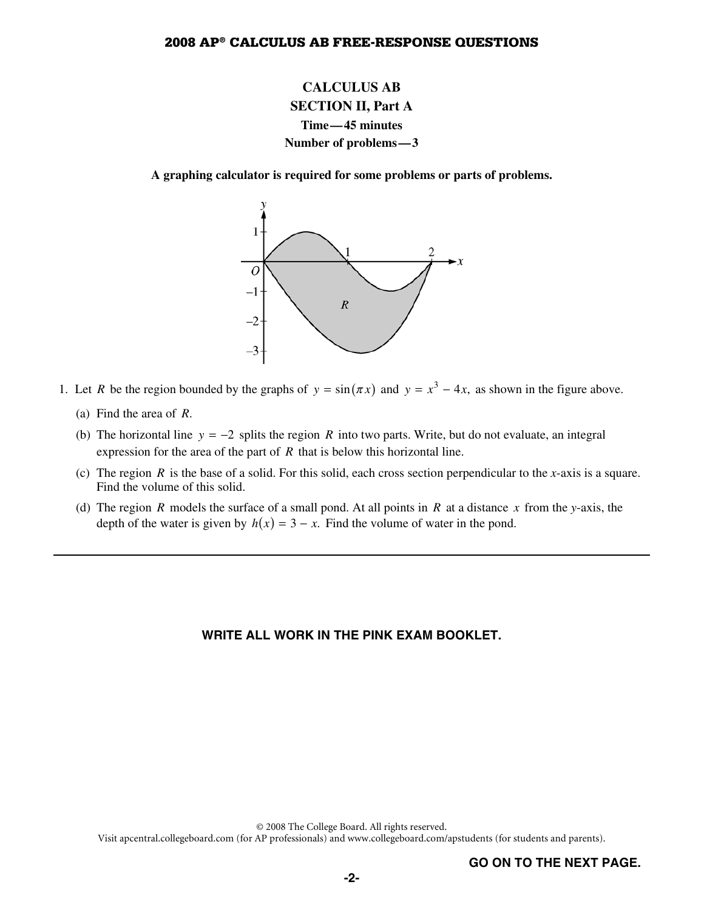**CALCULUS AB**

**SECTION II, Part A**

**Time—45 minutes**

**Number of problems—3**

**A graphing calculator is required for some problems or parts of problems.**

1. Let $R$ be the region bounded by the graphs of $y = \sin(\pi x)$ and $y = x^3 - 4x$, as shown in the figure above.

   (a) Find the area of $R$.

   (b) The horizontal line $y = -2$ splits the region $R$ into two parts. Write, but do not evaluate, an integral expression for the area of the part of $R$ that is below this horizontal line.

   (c) The region $R$ is the base of a solid. For this solid, each cross section perpendicular to the $x$-axis is a square. Find the volume of this solid.

   (d) The region $R$ models the surface of a small pond. At all points in $R$ at a distance $x$ from the $y$-axis, the depth of the water is given by $h(x) = 3 - x$. Find the volume of water in the pond.

---

**WRITE ALL WORK IN THE PINK EXAM BOOKLET.**

© 2008 The College Board. All rights reserved.
Visit apcentral.collegeboard.com (for AP professionals) and www.collegeboard.com/apstudents (for students and parents).

**GO ON TO THE NEXT PAGE.**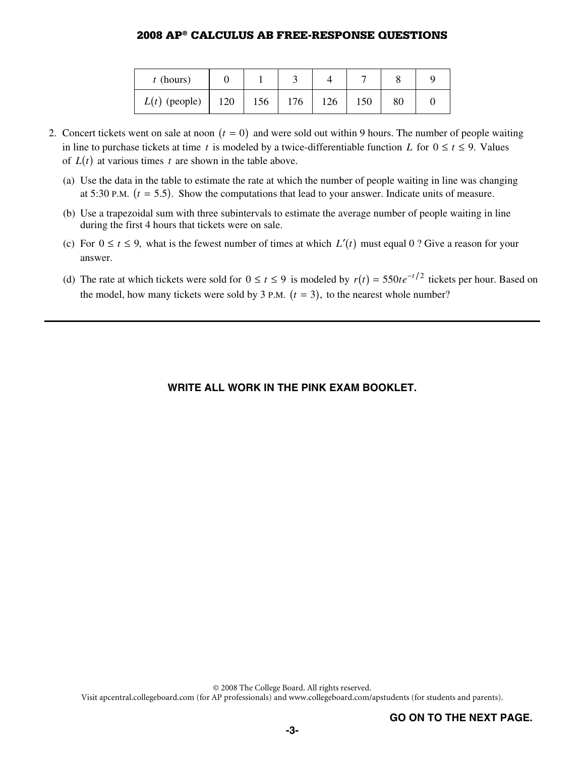| $t$ (hours) | 0 | 1 | 3 | 4 | 7 | 8 | 9 |
|---|---|---|---|---|---|---|---|
| $L(t)$ (people) | 120 | 156 | 176 | 126 | 150 | 80 | 0 |

2. Concert tickets went on sale at noon $(t = 0)$ and were sold out within 9 hours. The number of people waiting in line to purchase tickets at time $t$ is modeled by a twice-differentiable function $L$ for $0 \le t \le 9$. Values of $L(t)$ at various times $t$ are shown in the table above.

   (a) Use the data in the table to estimate the rate at which the number of people waiting in line was changing at 5:30 P.M. $(t = 5.5)$. Show the computations that lead to your answer. Indicate units of measure.

   (b) Use a trapezoidal sum with three subintervals to estimate the average number of people waiting in line during the first 4 hours that tickets were on sale.

   (c) For $0 \le t \le 9$, what is the fewest number of times at which $L'(t)$ must equal 0 ? Give a reason for your answer.

   (d) The rate at which tickets were sold for $0 \le t \le 9$ is modeled by $r(t) = 550te^{-t/2}$ tickets per hour. Based on the model, how many tickets were sold by 3 P.M. $(t = 3)$, to the nearest whole number?

---

**WRITE ALL WORK IN THE PINK EXAM BOOKLET.**

**GO ON TO THE NEXT PAGE.**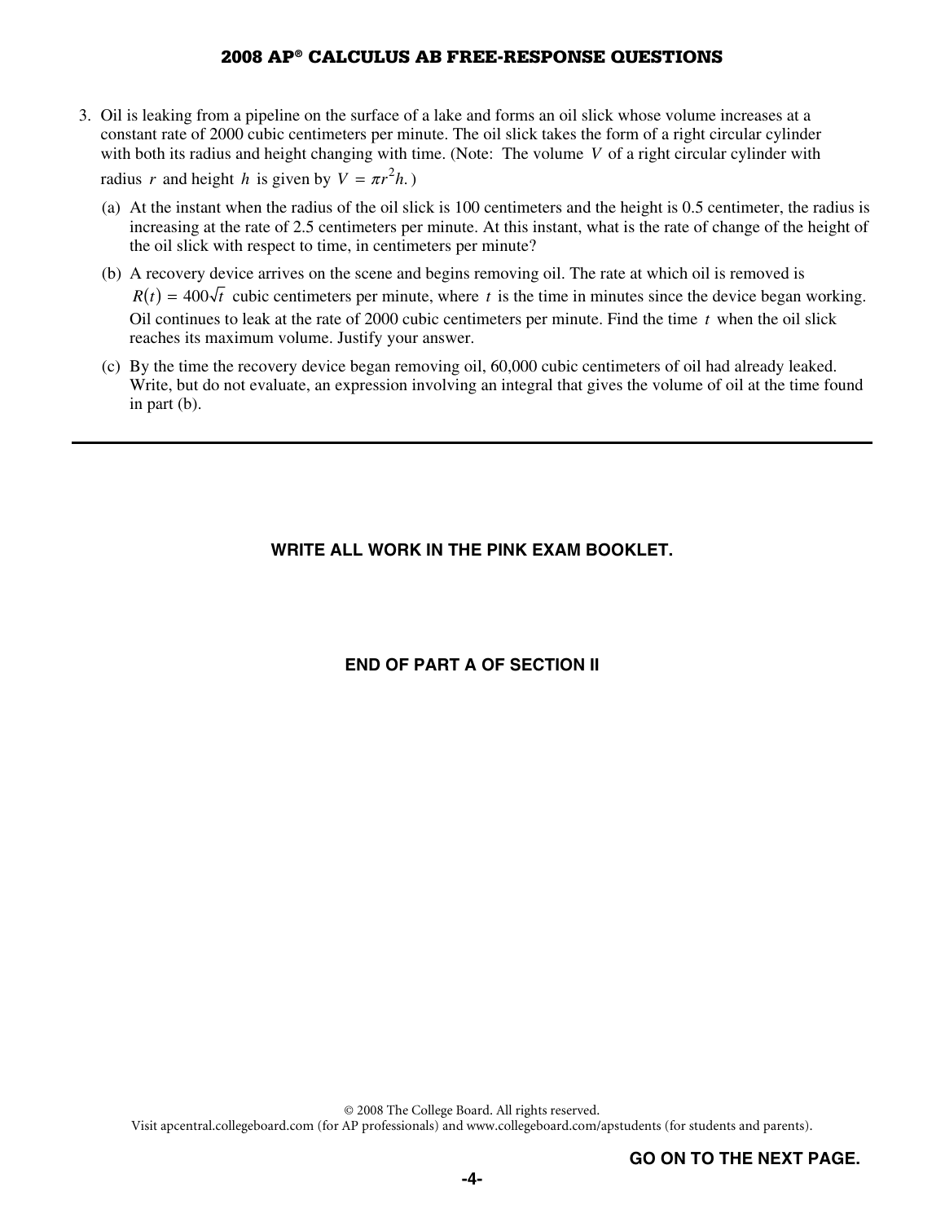3. Oil is leaking from a pipeline on the surface of a lake and forms an oil slick whose volume increases at a constant rate of 2000 cubic centimeters per minute. The oil slick takes the form of a right circular cylinder with both its radius and height changing with time. (Note: The volume $V$ of a right circular cylinder with radius $r$ and height $h$ is given by $V = \pi r^2 h$.)

   (a) At the instant when the radius of the oil slick is 100 centimeters and the height is 0.5 centimeter, the radius is increasing at the rate of 2.5 centimeters per minute. At this instant, what is the rate of change of the height of the oil slick with respect to time, in centimeters per minute?

   (b) A recovery device arrives on the scene and begins removing oil. The rate at which oil is removed is $R(t) = 400\sqrt{t}$ cubic centimeters per minute, where $t$ is the time in minutes since the device began working. Oil continues to leak at the rate of 2000 cubic centimeters per minute. Find the time $t$ when the oil slick reaches its maximum volume. Justify your answer.

   (c) By the time the recovery device began removing oil, 60,000 cubic centimeters of oil had already leaked. Write, but do not evaluate, an expression involving an integral that gives the volume of oil at the time found in part (b).

---

**WRITE ALL WORK IN THE PINK EXAM BOOKLET.**

**END OF PART A OF SECTION II**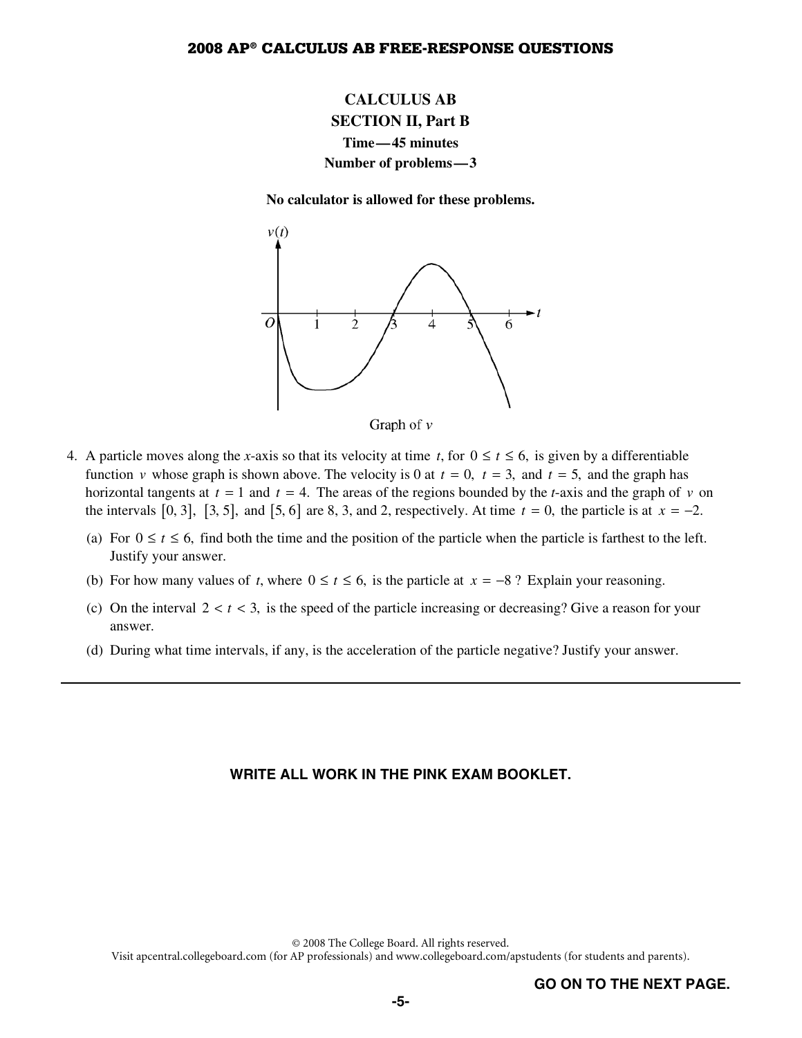## CALCULUS AB
## SECTION II, Part B
### Time—45 minutes
### Number of problems—3

**No calculator is allowed for these problems.**

Graph of $v$

4. A particle moves along the $x$-axis so that its velocity at time $t$, for $0 \le t \le 6$, is given by a differentiable function $v$ whose graph is shown above. The velocity is 0 at $t = 0$, $t = 3$, and $t = 5$, and the graph has horizontal tangents at $t = 1$ and $t = 4$. The areas of the regions bounded by the $t$-axis and the graph of $v$ on the intervals $[0, 3]$, $[3, 5]$, and $[5, 6]$ are 8, 3, and 2, respectively. At time $t = 0$, the particle is at $x = -2$.

   (a) For $0 \le t \le 6$, find both the time and the position of the particle when the particle is farthest to the left. Justify your answer.

   (b) For how many values of $t$, where $0 \le t \le 6$, is the particle at $x = -8$ ? Explain your reasoning.

   (c) On the interval $2 < t < 3$, is the speed of the particle increasing or decreasing? Give a reason for your answer.

   (d) During what time intervals, if any, is the acceleration of the particle negative? Justify your answer.

---

**WRITE ALL WORK IN THE PINK EXAM BOOKLET.**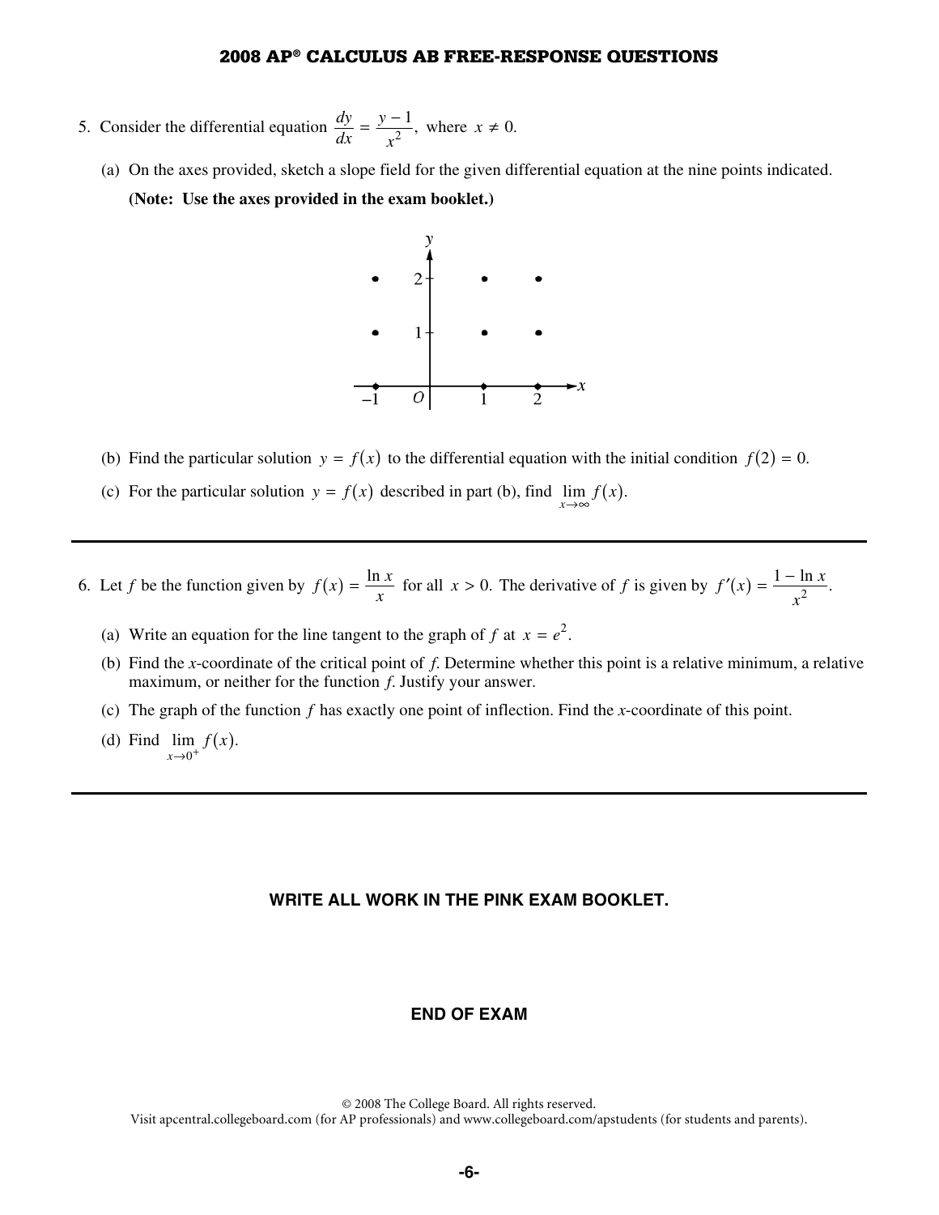5. Consider the differential equation $\frac{dy}{dx} = \frac{y-1}{x^2}$, where $x \neq 0$.

   (a) On the axes provided, sketch a slope field for the given differential equation at the nine points indicated.
   **(Note: Use the axes provided in the exam booklet.)**

   y
   2
   1
   −1 O 1 2 x

   (b) Find the particular solution $y = f(x)$ to the differential equation with the initial condition $f(2) = 0$.

   (c) For the particular solution $y = f(x)$ described in part (b), find $\lim_{x \to \infty} f(x)$.

---

6. Let $f$ be the function given by $f(x) = \frac{\ln x}{x}$ for all $x > 0$. The derivative of $f$ is given by $f'(x) = \frac{1 - \ln x}{x^2}$.

   (a) Write an equation for the line tangent to the graph of $f$ at $x = e^2$.

   (b) Find the $x$-coordinate of the critical point of $f$. Determine whether this point is a relative minimum, a relative maximum, or neither for the function $f$. Justify your answer.

   (c) The graph of the function $f$ has exactly one point of inflection. Find the $x$-coordinate of this point.

   (d) Find $\lim_{x \to 0^+} f(x)$.

---

**WRITE ALL WORK IN THE PINK EXAM BOOKLET.**

**END OF EXAM**